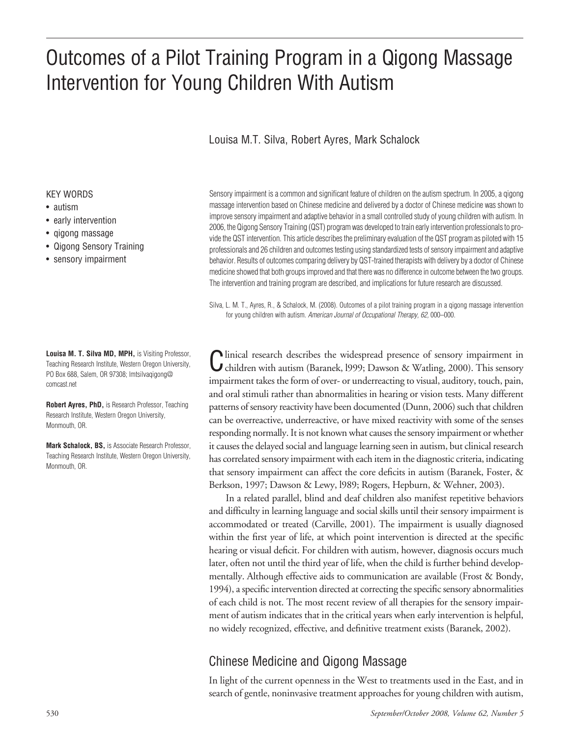# Outcomes of a Pilot Training Program in a Qigong Massage Intervention for Young Children With Autism

Louisa M.T. Silva, Robert Ayres, Mark Schalock

KEY WORDS

- autism
- early intervention
- qigong massage
- Qigong Sensory Training
- sensory impairment

Sensory impairment is a common and significant feature of children on the autism spectrum. In 2005, a qigong massage intervention based on Chinese medicine and delivered by a doctor of Chinese medicine was shown to improve sensory impairment and adaptive behavior in a small controlled study of young children with autism. In 2006, the Qigong Sensory Training (QST) program was developed to train early intervention professionals to provide the QST intervention. This article describes the preliminary evaluation of the QST program as piloted with 15 professionals and 26 children and outcomes testing using standardized tests of sensory impairment and adaptive behavior. Results of outcomes comparing delivery by QST-trained therapists with delivery by a doctor of Chinese medicine showed that both groups improved and that there was no difference in outcome between the two groups. The intervention and training program are described, and implications for future research are discussed.

Silva, L. M. T., Ayres, R., & Schalock, M. (2008). Outcomes of a pilot training program in a qigong massage intervention for young children with autism. *American Journal of Occupational Therapy, 62,* 000–000.

**Louisa M. T. Silva MD, MPH,** is Visiting Professor, Teaching Research Institute, Western Oregon University, PO Box 688, Salem, OR 97308; lmtsilvaqigong@comcast.net

**Robert Ayres, PhD,** is Research Professor, Teaching Research Institute, Western Oregon University, Monmouth, OR.

**Mark Schalock, BS,** is Associate Research Professor, Teaching Research Institute, Western Oregon University, Monmouth, OR.

Clinical research describes the widespread presence of sensory impairment in children with autism (Baranek, l999; Dawson & Watling, 2000). This sensory impairment takes the form of over- or underreacting to visual, auditory, touch, pain, and oral stimuli rather than abnormalities in hearing or vision tests. Many different patterns of sensory reactivity have been documented (Dunn, 2006) such that children can be overreactive, underreactive, or have mixed reactivity with some of the senses responding normally. It is not known what causes the sensory impairment or whether it causes the delayed social and language learning seen in autism, but clinical research has correlated sensory impairment with each item in the diagnostic criteria, indicating that sensory impairment can affect the core deficits in autism (Baranek, Foster, & Berkson, 1997; Dawson & Lewy, l989; Rogers, Hepburn, & Wehner, 2003).

In a related parallel, blind and deaf children also manifest repetitive behaviors and difficulty in learning language and social skills until their sensory impairment is accommodated or treated (Carville, 2001). The impairment is usually diagnosed within the first year of life, at which point intervention is directed at the specific hearing or visual deficit. For children with autism, however, diagnosis occurs much later, often not until the third year of life, when the child is further behind developmentally. Although effective aids to communication are available (Frost & Bondy, 1994), a specific intervention directed at correcting the specific sensory abnormalities of each child is not. The most recent review of all therapies for the sensory impairment of autism indicates that in the critical years when early intervention is helpful, no widely recognized, effective, and definitive treatment exists (Baranek, 2002).

## Chinese Medicine and Qigong Massage

In light of the current openness in the West to treatments used in the East, and in search of gentle, noninvasive treatment approaches for young children with autism,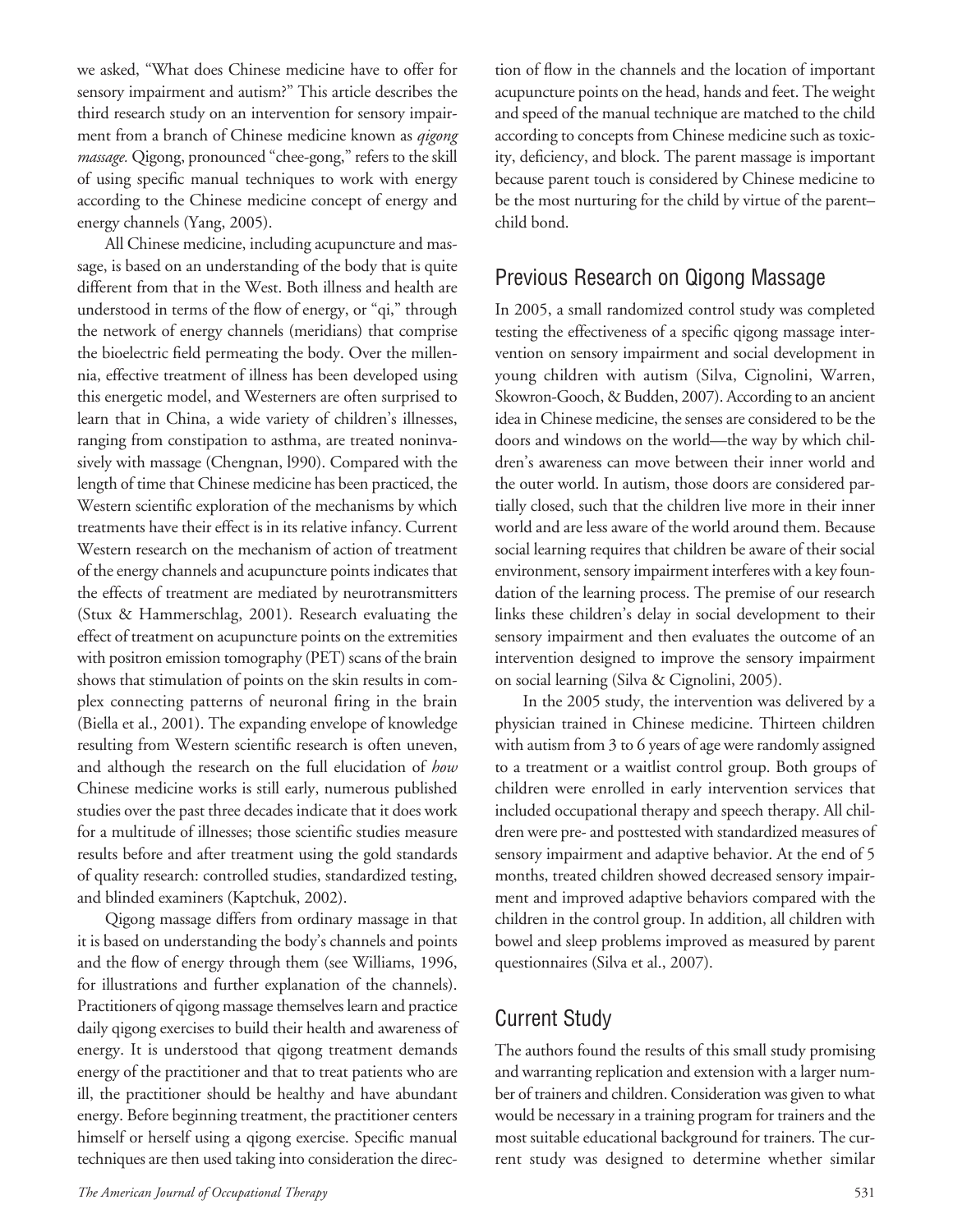we asked, "What does Chinese medicine have to offer for sensory impairment and autism?" This article describes the third research study on an intervention for sensory impairment from a branch of Chinese medicine known as *qigong massage*. Qigong, pronounced "chee-gong," refers to the skill of using specific manual techniques to work with energy according to the Chinese medicine concept of energy and energy channels (Yang, 2005).

All Chinese medicine, including acupuncture and massage, is based on an understanding of the body that is quite different from that in the West. Both illness and health are understood in terms of the flow of energy, or "qi," through the network of energy channels (meridians) that comprise the bioelectric field permeating the body. Over the millennia, effective treatment of illness has been developed using this energetic model, and Westerners are often surprised to learn that in China, a wide variety of children's illnesses, ranging from constipation to asthma, are treated noninvasively with massage (Chengnan, l990). Compared with the length of time that Chinese medicine has been practiced, the Western scientific exploration of the mechanisms by which treatments have their effect is in its relative infancy. Current Western research on the mechanism of action of treatment of the energy channels and acupuncture points indicates that the effects of treatment are mediated by neurotransmitters (Stux & Hammerschlag, 2001). Research evaluating the effect of treatment on acupuncture points on the extremities with positron emission tomography (PET) scans of the brain shows that stimulation of points on the skin results in complex connecting patterns of neuronal firing in the brain (Biella et al., 2001). The expanding envelope of knowledge resulting from Western scientific research is often uneven, and although the research on the full elucidation of *how* Chinese medicine works is still early, numerous published studies over the past three decades indicate that it does work for a multitude of illnesses; those scientific studies measure results before and after treatment using the gold standards of quality research: controlled studies, standardized testing, and blinded examiners (Kaptchuk, 2002).

Qigong massage differs from ordinary massage in that it is based on understanding the body's channels and points and the flow of energy through them (see Williams, 1996, for illustrations and further explanation of the channels). Practitioners of qigong massage themselves learn and practice daily qigong exercises to build their health and awareness of energy. It is understood that qigong treatment demands energy of the practitioner and that to treat patients who are ill, the practitioner should be healthy and have abundant energy. Before beginning treatment, the practitioner centers himself or herself using a qigong exercise. Specific manual techniques are then used taking into consideration the direction of flow in the channels and the location of important acupuncture points on the head, hands and feet. The weight and speed of the manual technique are matched to the child according to concepts from Chinese medicine such as toxicity, deficiency, and block. The parent massage is important because parent touch is considered by Chinese medicine to be the most nurturing for the child by virtue of the parent–child bond.

## Previous Research on Qigong Massage

In 2005, a small randomized control study was completed testing the effectiveness of a specific qigong massage intervention on sensory impairment and social development in young children with autism (Silva, Cignolini, Warren, Skowron-Gooch, & Budden, 2007). According to an ancient idea in Chinese medicine, the senses are considered to be the doors and windows on the world—the way by which children's awareness can move between their inner world and the outer world. In autism, those doors are considered partially closed, such that the children live more in their inner world and are less aware of the world around them. Because social learning requires that children be aware of their social environment, sensory impairment interferes with a key foundation of the learning process. The premise of our research links these children's delay in social development to their sensory impairment and then evaluates the outcome of an intervention designed to improve the sensory impairment on social learning (Silva & Cignolini, 2005).

In the 2005 study, the intervention was delivered by a physician trained in Chinese medicine. Thirteen children with autism from 3 to 6 years of age were randomly assigned to a treatment or a waitlist control group. Both groups of children were enrolled in early intervention services that included occupational therapy and speech therapy. All children were pre- and posttested with standardized measures of sensory impairment and adaptive behavior. At the end of 5 months, treated children showed decreased sensory impairment and improved adaptive behaviors compared with the children in the control group. In addition, all children with bowel and sleep problems improved as measured by parent questionnaires (Silva et al., 2007).

## Current Study

The authors found the results of this small study promising and warranting replication and extension with a larger number of trainers and children. Consideration was given to what would be necessary in a training program for trainers and the most suitable educational background for trainers. The current study was designed to determine whether similar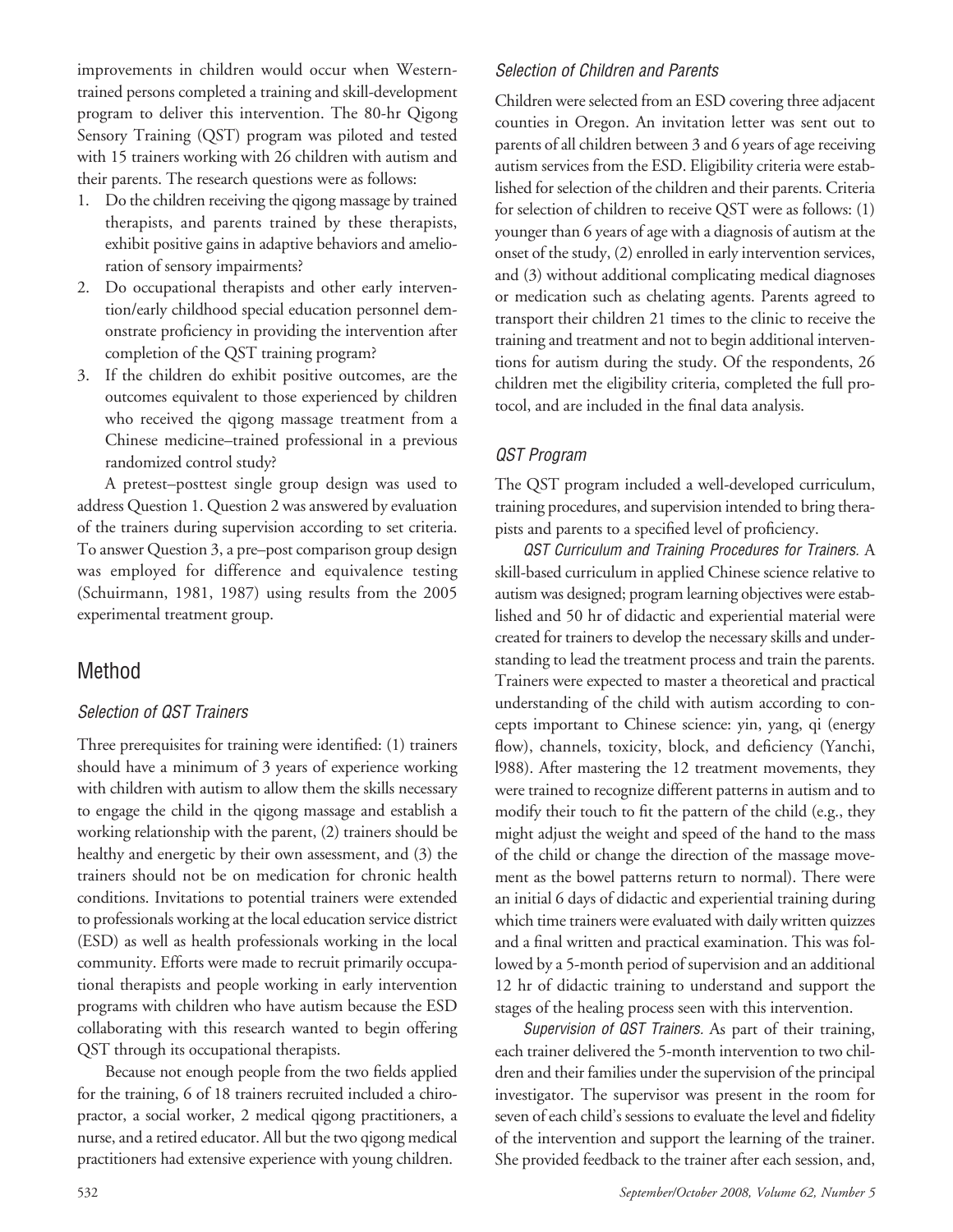improvements in children would occur when Western-trained persons completed a training and skill-development program to deliver this intervention. The 80-hr Qigong Sensory Training (QST) program was piloted and tested with 15 trainers working with 26 children with autism and their parents. The research questions were as follows:

1. Do the children receiving the qigong massage by trained therapists, and parents trained by these therapists, exhibit positive gains in adaptive behaviors and amelioration of sensory impairments?
2. Do occupational therapists and other early intervention/early childhood special education personnel demonstrate proficiency in providing the intervention after completion of the QST training program?
3. If the children do exhibit positive outcomes, are the outcomes equivalent to those experienced by children who received the qigong massage treatment from a Chinese medicine–trained professional in a previous randomized control study?

A pretest–posttest single group design was used to address Question 1. Question 2 was answered by evaluation of the trainers during supervision according to set criteria. To answer Question 3, a pre–post comparison group design was employed for difference and equivalence testing (Schuirmann, 1981, 1987) using results from the 2005 experimental treatment group.

## Method

### *Selection of QST Trainers*

Three prerequisites for training were identified: (1) trainers should have a minimum of 3 years of experience working with children with autism to allow them the skills necessary to engage the child in the qigong massage and establish a working relationship with the parent, (2) trainers should be healthy and energetic by their own assessment, and (3) the trainers should not be on medication for chronic health conditions. Invitations to potential trainers were extended to professionals working at the local education service district (ESD) as well as health professionals working in the local community. Efforts were made to recruit primarily occupational therapists and people working in early intervention programs with children who have autism because the ESD collaborating with this research wanted to begin offering QST through its occupational therapists.

Because not enough people from the two fields applied for the training, 6 of 18 trainers recruited included a chiropractor, a social worker, 2 medical qigong practitioners, a nurse, and a retired educator. All but the two qigong medical practitioners had extensive experience with young children.

### *Selection of Children and Parents*

Children were selected from an ESD covering three adjacent counties in Oregon. An invitation letter was sent out to parents of all children between 3 and 6 years of age receiving autism services from the ESD. Eligibility criteria were established for selection of the children and their parents. Criteria for selection of children to receive QST were as follows: (1) younger than 6 years of age with a diagnosis of autism at the onset of the study, (2) enrolled in early intervention services, and (3) without additional complicating medical diagnoses or medication such as chelating agents. Parents agreed to transport their children 21 times to the clinic to receive the training and treatment and not to begin additional interventions for autism during the study. Of the respondents, 26 children met the eligibility criteria, completed the full protocol, and are included in the final data analysis.

### *QST Program*

The QST program included a well-developed curriculum, training procedures, and supervision intended to bring therapists and parents to a specified level of proficiency.

*QST Curriculum and Training Procedures for Trainers.* A skill-based curriculum in applied Chinese science relative to autism was designed; program learning objectives were established and 50 hr of didactic and experiential material were created for trainers to develop the necessary skills and understanding to lead the treatment process and train the parents. Trainers were expected to master a theoretical and practical understanding of the child with autism according to concepts important to Chinese science: yin, yang, qi (energy flow), channels, toxicity, block, and deficiency (Yanchi, l988). After mastering the 12 treatment movements, they were trained to recognize different patterns in autism and to modify their touch to fit the pattern of the child (e.g., they might adjust the weight and speed of the hand to the mass of the child or change the direction of the massage movement as the bowel patterns return to normal). There were an initial 6 days of didactic and experiential training during which time trainers were evaluated with daily written quizzes and a final written and practical examination. This was followed by a 5-month period of supervision and an additional 12 hr of didactic training to understand and support the stages of the healing process seen with this intervention.

*Supervision of QST Trainers.* As part of their training, each trainer delivered the 5-month intervention to two children and their families under the supervision of the principal investigator. The supervisor was present in the room for seven of each child's sessions to evaluate the level and fidelity of the intervention and support the learning of the trainer. She provided feedback to the trainer after each session, and,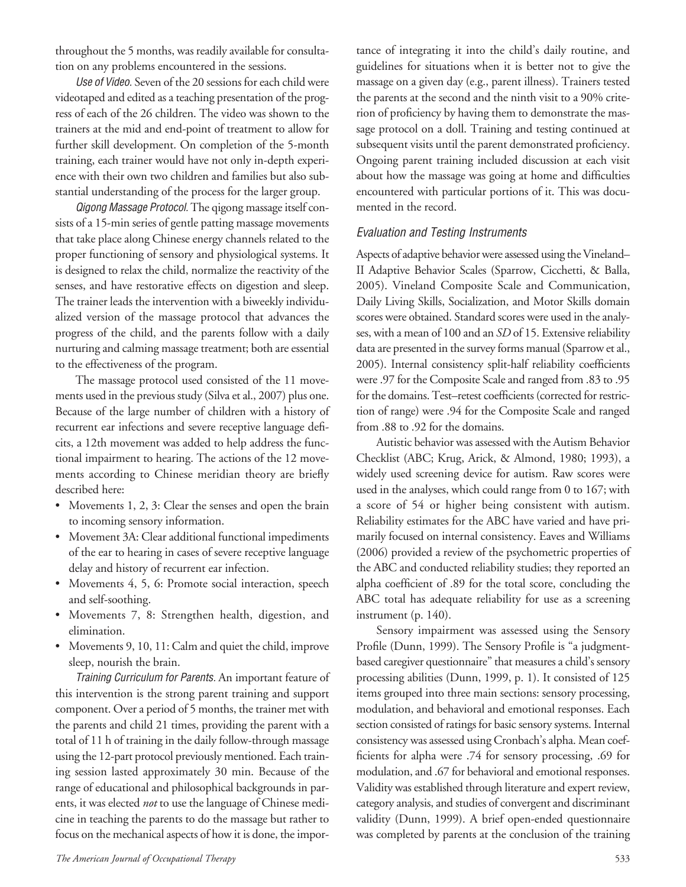throughout the 5 months, was readily available for consultation on any problems encountered in the sessions.

*Use of Video.* Seven of the 20 sessions for each child were videotaped and edited as a teaching presentation of the progress of each of the 26 children. The video was shown to the trainers at the mid and end-point of treatment to allow for further skill development. On completion of the 5-month training, each trainer would have not only in-depth experience with their own two children and families but also substantial understanding of the process for the larger group.

*Qigong Massage Protocol.* The qigong massage itself consists of a 15-min series of gentle patting massage movements that take place along Chinese energy channels related to the proper functioning of sensory and physiological systems. It is designed to relax the child, normalize the reactivity of the senses, and have restorative effects on digestion and sleep. The trainer leads the intervention with a biweekly individualized version of the massage protocol that advances the progress of the child, and the parents follow with a daily nurturing and calming massage treatment; both are essential to the effectiveness of the program.

The massage protocol used consisted of the 11 movements used in the previous study (Silva et al., 2007) plus one. Because of the large number of children with a history of recurrent ear infections and severe receptive language deficits, a 12th movement was added to help address the functional impairment to hearing. The actions of the 12 movements according to Chinese meridian theory are briefly described here:

- Movements 1, 2, 3: Clear the senses and open the brain to incoming sensory information.
- Movement 3A: Clear additional functional impediments of the ear to hearing in cases of severe receptive language delay and history of recurrent ear infection.
- Movements 4, 5, 6: Promote social interaction, speech and self-soothing.
- Movements 7, 8: Strengthen health, digestion, and elimination.
- Movements 9, 10, 11: Calm and quiet the child, improve sleep, nourish the brain.

*Training Curriculum for Parents.* An important feature of this intervention is the strong parent training and support component. Over a period of 5 months, the trainer met with the parents and child 21 times, providing the parent with a total of 11 h of training in the daily follow-through massage using the 12-part protocol previously mentioned. Each training session lasted approximately 30 min. Because of the range of educational and philosophical backgrounds in parents, it was elected *not* to use the language of Chinese medicine in teaching the parents to do the massage but rather to focus on the mechanical aspects of how it is done, the importance of integrating it into the child's daily routine, and guidelines for situations when it is better not to give the massage on a given day (e.g., parent illness). Trainers tested the parents at the second and the ninth visit to a 90% criterion of proficiency by having them to demonstrate the massage protocol on a doll. Training and testing continued at subsequent visits until the parent demonstrated proficiency. Ongoing parent training included discussion at each visit about how the massage was going at home and difficulties encountered with particular portions of it. This was documented in the record.

### Evaluation and Testing Instruments

Aspects of adaptive behavior were assessed using the Vineland–II Adaptive Behavior Scales (Sparrow, Cicchetti, & Balla, 2005). Vineland Composite Scale and Communication, Daily Living Skills, Socialization, and Motor Skills domain scores were obtained. Standard scores were used in the analyses, with a mean of 100 and an *SD* of 15. Extensive reliability data are presented in the survey forms manual (Sparrow et al., 2005). Internal consistency split-half reliability coefficients were .97 for the Composite Scale and ranged from .83 to .95 for the domains. Test–retest coefficients (corrected for restriction of range) were .94 for the Composite Scale and ranged from .88 to .92 for the domains.

Autistic behavior was assessed with the Autism Behavior Checklist (ABC; Krug, Arick, & Almond, 1980; 1993), a widely used screening device for autism. Raw scores were used in the analyses, which could range from 0 to 167; with a score of 54 or higher being consistent with autism. Reliability estimates for the ABC have varied and have primarily focused on internal consistency. Eaves and Williams (2006) provided a review of the psychometric properties of the ABC and conducted reliability studies; they reported an alpha coefficient of .89 for the total score, concluding the ABC total has adequate reliability for use as a screening instrument (p. 140).

Sensory impairment was assessed using the Sensory Profile (Dunn, 1999). The Sensory Profile is "a judgment-based caregiver questionnaire" that measures a child's sensory processing abilities (Dunn, 1999, p. 1). It consisted of 125 items grouped into three main sections: sensory processing, modulation, and behavioral and emotional responses. Each section consisted of ratings for basic sensory systems. Internal consistency was assessed using Cronbach's alpha. Mean coefficients for alpha were .74 for sensory processing, .69 for modulation, and .67 for behavioral and emotional responses. Validity was established through literature and expert review, category analysis, and studies of convergent and discriminant validity (Dunn, 1999). A brief open-ended questionnaire was completed by parents at the conclusion of the training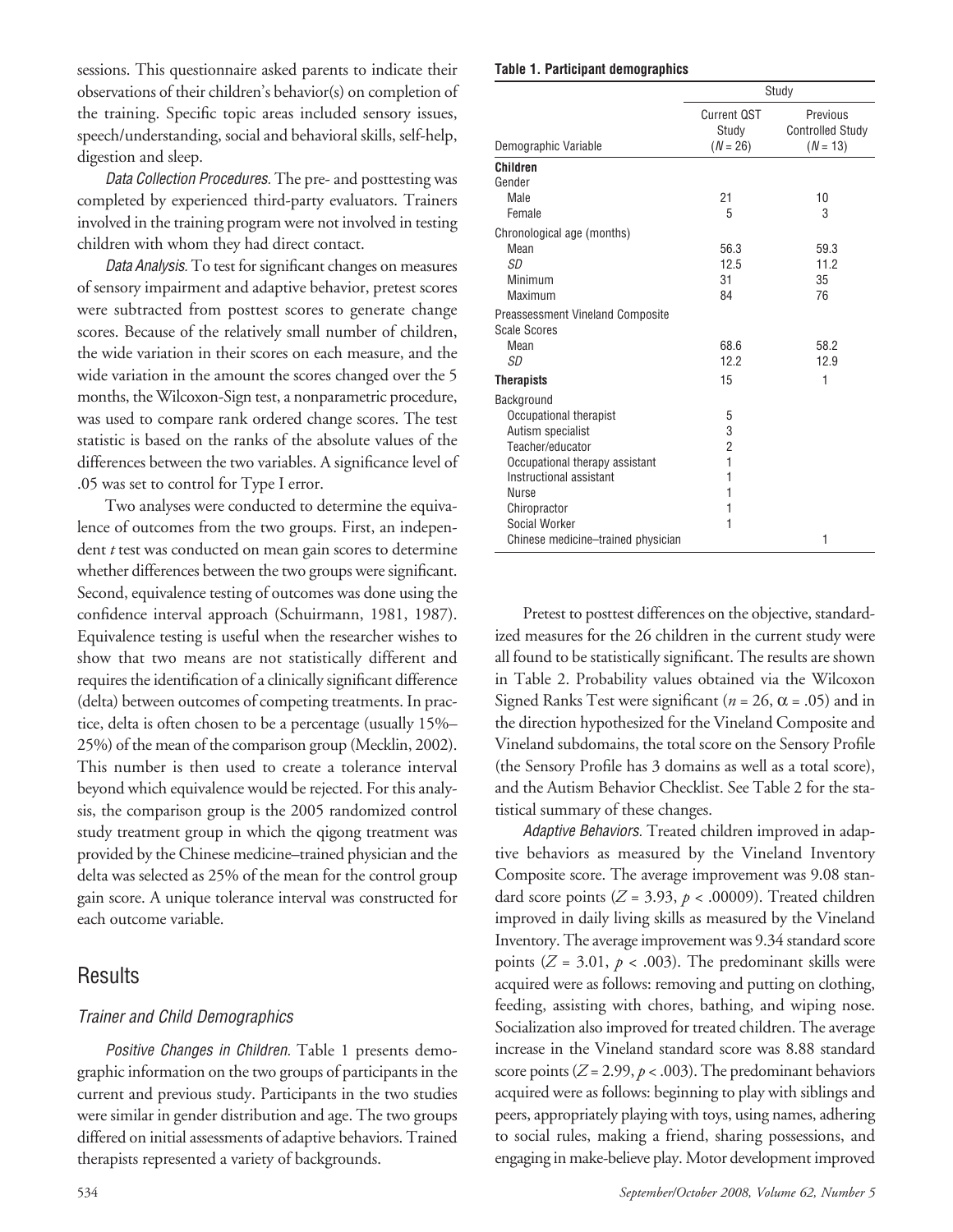sessions. This questionnaire asked parents to indicate their observations of their children's behavior(s) on completion of the training. Specific topic areas included sensory issues, speech/understanding, social and behavioral skills, self-help, digestion and sleep.

*Data Collection Procedures.* The pre- and posttesting was completed by experienced third-party evaluators. Trainers involved in the training program were not involved in testing children with whom they had direct contact.

*Data Analysis.* To test for significant changes on measures of sensory impairment and adaptive behavior, pretest scores were subtracted from posttest scores to generate change scores. Because of the relatively small number of children, the wide variation in their scores on each measure, and the wide variation in the amount the scores changed over the 5 months, the Wilcoxon-Sign test, a nonparametric procedure, was used to compare rank ordered change scores. The test statistic is based on the ranks of the absolute values of the differences between the two variables. A significance level of .05 was set to control for Type I error.

Two analyses were conducted to determine the equivalence of outcomes from the two groups. First, an independent *t* test was conducted on mean gain scores to determine whether differences between the two groups were significant. Second, equivalence testing of outcomes was done using the confidence interval approach (Schuirmann, 1981, 1987). Equivalence testing is useful when the researcher wishes to show that two means are not statistically different and requires the identification of a clinically significant difference (delta) between outcomes of competing treatments. In practice, delta is often chosen to be a percentage (usually 15%–25%) of the mean of the comparison group (Mecklin, 2002). This number is then used to create a tolerance interval beyond which equivalence would be rejected. For this analysis, the comparison group is the 2005 randomized control study treatment group in which the qigong treatment was provided by the Chinese medicine–trained physician and the delta was selected as 25% of the mean for the control group gain score. A unique tolerance interval was constructed for each outcome variable.

## Results

### Trainer and Child Demographics

*Positive Changes in Children.* Table 1 presents demographic information on the two groups of participants in the current and previous study. Participants in the two studies were similar in gender distribution and age. The two groups differed on initial assessments of adaptive behaviors. Trained therapists represented a variety of backgrounds.

**Table 1. Participant demographics**

| Demographic Variable | Study | |
|---|---|---|
| | Current QST Study ($N = 26$) | Previous Controlled Study ($N = 13$) |
| **Children** | | |
| Gender | | |
| Male | 21 | 10 |
| Female | 5 | 3 |
| Chronological age (months) | | |
| Mean | 56.3 | 59.3 |
| *SD* | 12.5 | 11.2 |
| Minimum | 31 | 35 |
| Maximum | 84 | 76 |
| Preassessment Vineland Composite Scale Scores | | |
| Mean | 68.6 | 58.2 |
| *SD* | 12.2 | 12.9 |
| **Therapists** | 15 | 1 |
| Background | | |
| Occupational therapist | 5 | |
| Autism specialist | 3 | |
| Teacher/educator | 2 | |
| Occupational therapy assistant | 1 | |
| Instructional assistant | 1 | |
| Nurse | 1 | |
| Chiropractor | 1 | |
| Social Worker | 1 | |
| Chinese medicine–trained physician | | 1 |

Pretest to posttest differences on the objective, standardized measures for the 26 children in the current study were all found to be statistically significant. The results are shown in Table 2. Probability values obtained via the Wilcoxon Signed Ranks Test were significant ($n = 26$, $\alpha = .05$) and in the direction hypothesized for the Vineland Composite and Vineland subdomains, the total score on the Sensory Profile (the Sensory Profile has 3 domains as well as a total score), and the Autism Behavior Checklist. See Table 2 for the statistical summary of these changes.

*Adaptive Behaviors.* Treated children improved in adaptive behaviors as measured by the Vineland Inventory Composite score. The average improvement was 9.08 standard score points ($Z = 3.93$, $p < .00009$). Treated children improved in daily living skills as measured by the Vineland Inventory. The average improvement was 9.34 standard score points ($Z = 3.01$, $p < .003$). The predominant skills were acquired were as follows: removing and putting on clothing, feeding, assisting with chores, bathing, and wiping nose. Socialization also improved for treated children. The average increase in the Vineland standard score was 8.88 standard score points ($Z = 2.99$, $p < .003$). The predominant behaviors acquired were as follows: beginning to play with siblings and peers, appropriately playing with toys, using names, adhering to social rules, making a friend, sharing possessions, and engaging in make-believe play. Motor development improved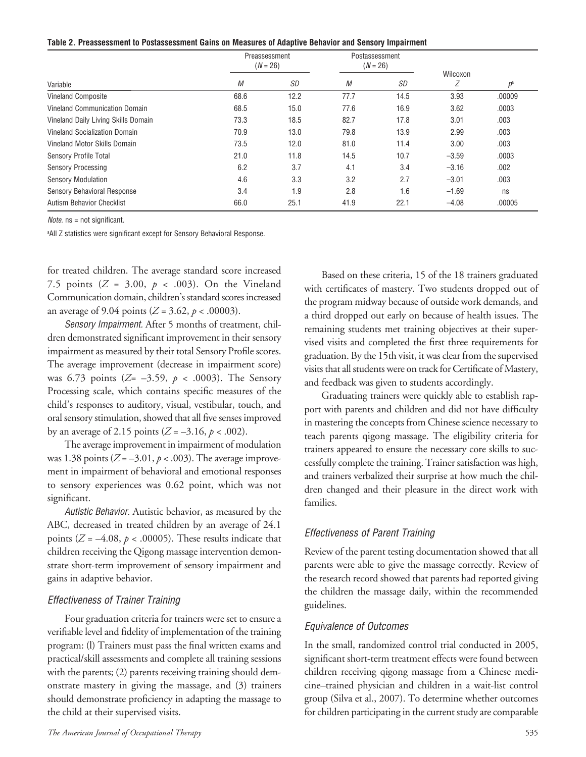**Table 2. Preassessment to Postassessment Gains on Measures of Adaptive Behavior and Sensory Impairment**

| Variable | Preassessment ($N$ = 26) | | Postassessment ($N$ = 26) | | Wilcoxon | |
|---|---|---|---|---|---|---|
| | *M* | *SD* | *M* | *SD* | *Z* | *p*[a] |
| Vineland Composite | 68.6 | 12.2 | 77.7 | 14.5 | 3.93 | .00009 |
| Vineland Communication Domain | 68.5 | 15.0 | 77.6 | 16.9 | 3.62 | .0003 |
| Vineland Daily Living Skills Domain | 73.3 | 18.5 | 82.7 | 17.8 | 3.01 | .003 |
| Vineland Socialization Domain | 70.9 | 13.0 | 79.8 | 13.9 | 2.99 | .003 |
| Vineland Motor Skills Domain | 73.5 | 12.0 | 81.0 | 11.4 | 3.00 | .003 |
| Sensory Profile Total | 21.0 | 11.8 | 14.5 | 10.7 | −3.59 | .0003 |
| Sensory Processing | 6.2 | 3.7 | 4.1 | 3.4 | −3.16 | .002 |
| Sensory Modulation | 4.6 | 3.3 | 3.2 | 2.7 | −3.01 | .003 |
| Sensory Behavioral Response | 3.4 | 1.9 | 2.8 | 1.6 | −1.69 | ns |
| Autism Behavior Checklist | 66.0 | 25.1 | 41.9 | 22.1 | −4.08 | .00005 |

*Note.* ns = not significant.

[a]All Z statistics were significant except for Sensory Behavioral Response.

for treated children. The average standard score increased 7.5 points ($Z$ = 3.00, $p$ < .003). On the Vineland Communication domain, children's standard scores increased an average of 9.04 points ($Z$ = 3.62, $p$ < .00003).

*Sensory Impairment.* After 5 months of treatment, children demonstrated significant improvement in their sensory impairment as measured by their total Sensory Profile scores. The average improvement (decrease in impairment score) was 6.73 points ($Z$= −3.59, $p$ < .0003). The Sensory Processing scale, which contains specific measures of the child's responses to auditory, visual, vestibular, touch, and oral sensory stimulation, showed that all five senses improved by an average of 2.15 points ($Z$ = −3.16, $p$ < .002).

The average improvement in impairment of modulation was 1.38 points ($Z$ = −3.01, $p$ < .003). The average improvement in impairment of behavioral and emotional responses to sensory experiences was 0.62 point, which was not significant.

*Autistic Behavior.* Autistic behavior, as measured by the ABC, decreased in treated children by an average of 24.1 points ($Z$ = −4.08, $p$ < .00005). These results indicate that children receiving the Qigong massage intervention demonstrate short-term improvement of sensory impairment and gains in adaptive behavior.

### *Effectiveness of Trainer Training*

Four graduation criteria for trainers were set to ensure a verifiable level and fidelity of implementation of the training program: (l) Trainers must pass the final written exams and practical/skill assessments and complete all training sessions with the parents; (2) parents receiving training should demonstrate mastery in giving the massage, and (3) trainers should demonstrate proficiency in adapting the massage to the child at their supervised visits.

Based on these criteria, 15 of the 18 trainers graduated with certificates of mastery. Two students dropped out of the program midway because of outside work demands, and a third dropped out early on because of health issues. The remaining students met training objectives at their supervised visits and completed the first three requirements for graduation. By the 15th visit, it was clear from the supervised visits that all students were on track for Certificate of Mastery, and feedback was given to students accordingly.

Graduating trainers were quickly able to establish rapport with parents and children and did not have difficulty in mastering the concepts from Chinese science necessary to teach parents qigong massage. The eligibility criteria for trainers appeared to ensure the necessary core skills to successfully complete the training. Trainer satisfaction was high, and trainers verbalized their surprise at how much the children changed and their pleasure in the direct work with families.

### *Effectiveness of Parent Training*

Review of the parent testing documentation showed that all parents were able to give the massage correctly. Review of the research record showed that parents had reported giving the children the massage daily, within the recommended guidelines.

### *Equivalence of Outcomes*

In the small, randomized control trial conducted in 2005, significant short-term treatment effects were found between children receiving qigong massage from a Chinese medicine–trained physician and children in a wait-list control group (Silva et al., 2007). To determine whether outcomes for children participating in the current study are comparable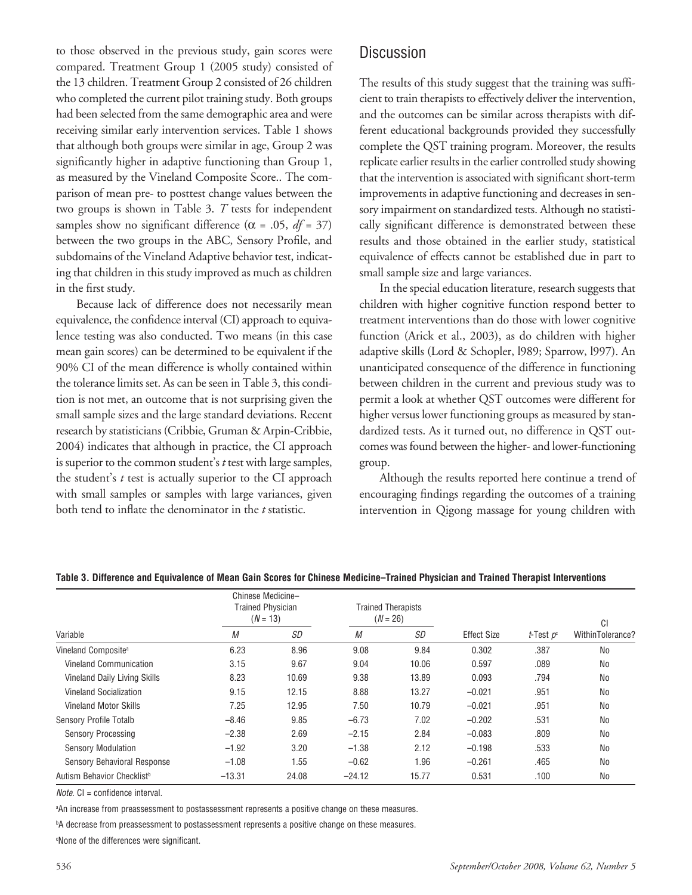to those observed in the previous study, gain scores were compared. Treatment Group 1 (2005 study) consisted of the 13 children. Treatment Group 2 consisted of 26 children who completed the current pilot training study. Both groups had been selected from the same demographic area and were receiving similar early intervention services. Table 1 shows that although both groups were similar in age, Group 2 was significantly higher in adaptive functioning than Group 1, as measured by the Vineland Composite Score.. The comparison of mean pre- to posttest change values between the two groups is shown in Table 3. *T* tests for independent samples show no significant difference ($\alpha$ = .05, *df* = 37) between the two groups in the ABC, Sensory Profile, and subdomains of the Vineland Adaptive behavior test, indicating that children in this study improved as much as children in the first study.

Because lack of difference does not necessarily mean equivalence, the confidence interval (CI) approach to equivalence testing was also conducted. Two means (in this case mean gain scores) can be determined to be equivalent if the 90% CI of the mean difference is wholly contained within the tolerance limits set. As can be seen in Table 3, this condition is not met, an outcome that is not surprising given the small sample sizes and the large standard deviations. Recent research by statisticians (Cribbie, Gruman & Arpin-Cribbie, 2004) indicates that although in practice, the CI approach is superior to the common student's *t* test with large samples, the student's *t* test is actually superior to the CI approach with small samples or samples with large variances, given both tend to inflate the denominator in the *t* statistic.

## Discussion

The results of this study suggest that the training was sufficient to train therapists to effectively deliver the intervention, and the outcomes can be similar across therapists with different educational backgrounds provided they successfully complete the QST training program. Moreover, the results replicate earlier results in the earlier controlled study showing that the intervention is associated with significant short-term improvements in adaptive functioning and decreases in sensory impairment on standardized tests. Although no statistically significant difference is demonstrated between these results and those obtained in the earlier study, statistical equivalence of effects cannot be established due in part to small sample size and large variances.

In the special education literature, research suggests that children with higher cognitive function respond better to treatment interventions than do those with lower cognitive function (Arick et al., 2003), as do children with higher adaptive skills (Lord & Schopler, l989; Sparrow, l997). An unanticipated consequence of the difference in functioning between children in the current and previous study was to permit a look at whether QST outcomes were different for higher versus lower functioning groups as measured by standardized tests. As it turned out, no difference in QST outcomes was found between the higher- and lower-functioning group.

Although the results reported here continue a trend of encouraging findings regarding the outcomes of a training intervention in Qigong massage for young children with

**Table 3. Difference and Equivalence of Mean Gain Scores for Chinese Medicine–Trained Physician and Trained Therapist Interventions**

| | Chinese Medicine–Trained Physician ($N$ = 13) | | Trained Therapists ($N$ = 26) | | | | |
|---|---|---|---|---|---|---|---|
| Variable | *M* | *SD* | *M* | *SD* | Effect Size | *t*-Test *p*[c] | CI WithinTolerance? |
| Vineland Composite[a] | 6.23 | 8.96 | 9.08 | 9.84 | 0.302 | .387 | No |
| Vineland Communication | 3.15 | 9.67 | 9.04 | 10.06 | 0.597 | .089 | No |
| Vineland Daily Living Skills | 8.23 | 10.69 | 9.38 | 13.89 | 0.093 | .794 | No |
| Vineland Socialization | 9.15 | 12.15 | 8.88 | 13.27 | −0.021 | .951 | No |
| Vineland Motor Skills | 7.25 | 12.95 | 7.50 | 10.79 | −0.021 | .951 | No |
| Sensory Profile Totalb | −8.46 | 9.85 | −6.73 | 7.02 | −0.202 | .531 | No |
| Sensory Processing | −2.38 | 2.69 | −2.15 | 2.84 | −0.083 | .809 | No |
| Sensory Modulation | −1.92 | 3.20 | −1.38 | 2.12 | −0.198 | .533 | No |
| Sensory Behavioral Response | −1.08 | 1.55 | −0.62 | 1.96 | −0.261 | .465 | No |
| Autism Behavior Checklist[b] | −13.31 | 24.08 | −24.12 | 15.77 | 0.531 | .100 | No |

*Note.* CI = confidence interval.

[a]An increase from preassessment to postassessment represents a positive change on these measures.

[b]A decrease from preassessment to postassessment represents a positive change on these measures.

[c]None of the differences were significant.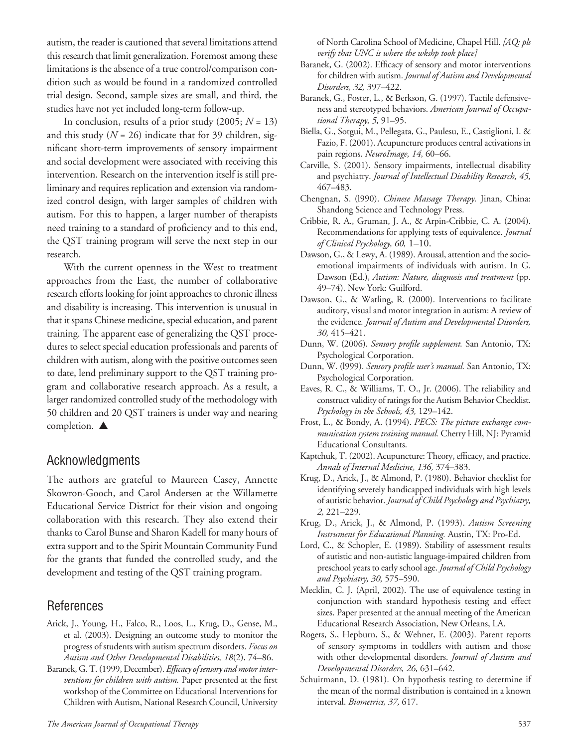autism, the reader is cautioned that several limitations attend this research that limit generalization. Foremost among these limitations is the absence of a true control/comparison condition such as would be found in a randomized controlled trial design. Second, sample sizes are small, and third, the studies have not yet included long-term follow-up.

In conclusion, results of a prior study (2005; *N* = 13) and this study (*N* = 26) indicate that for 39 children, significant short-term improvements of sensory impairment and social development were associated with receiving this intervention. Research on the intervention itself is still preliminary and requires replication and extension via randomized control design, with larger samples of children with autism. For this to happen, a larger number of therapists need training to a standard of proficiency and to this end, the QST training program will serve the next step in our research.

With the current openness in the West to treatment approaches from the East, the number of collaborative research efforts looking for joint approaches to chronic illness and disability is increasing. This intervention is unusual in that it spans Chinese medicine, special education, and parent training. The apparent ease of generalizing the QST procedures to select special education professionals and parents of children with autism, along with the positive outcomes seen to date, lend preliminary support to the QST training program and collaborative research approach. As a result, a larger randomized controlled study of the methodology with 50 children and 20 QST trainers is under way and nearing completion. ▲

## Acknowledgments

The authors are grateful to Maureen Casey, Annette Skowron-Gooch, and Carol Andersen at the Willamette Educational Service District for their vision and ongoing collaboration with this research. They also extend their thanks to Carol Bunse and Sharon Kadell for many hours of extra support and to the Spirit Mountain Community Fund for the grants that funded the controlled study, and the development and testing of the QST training program.

## References

Arick, J., Young, H., Falco, R., Loos, L., Krug, D., Gense, M., et al. (2003). Designing an outcome study to monitor the progress of students with autism spectrum disorders. *Focus on Autism and Other Developmental Disabilities, 18*(2), 74–86.

Baranek, G. T. (1999, December). *Efficacy of sensory and motor interventions for children with autism.* Paper presented at the first workshop of the Committee on Educational Interventions for Children with Autism, National Research Council, University of North Carolina School of Medicine, Chapel Hill. *[AQ: pls verify that UNC is where the wkshp took place]*

Baranek, G. (2002). Efficacy of sensory and motor interventions for children with autism. *Journal of Autism and Developmental Disorders, 32,* 397–422.

Baranek, G., Foster, L., & Berkson, G. (1997). Tactile defensiveness and stereotyped behaviors. *American Journal of Occupational Therapy, 5,* 91–95.

Biella, G., Sotgui, M., Pellegata, G., Paulesu, E., Castiglioni, I. & Fazio, F. (2001). Acupuncture produces central activations in pain regions. *NeuroImage, 14,* 60–66.

Carville, S. (2001). Sensory impairments, intellectual disability and psychiatry. *Journal of Intellectual Disability Research, 45,* 467–483.

Chengnan, S. (l990). *Chinese Massage Therapy.* Jinan, China: Shandong Science and Technology Press.

Cribbie, R. A., Gruman, J. A., & Arpin-Cribbie, C. A. (2004). Recommendations for applying tests of equivalence. *Journal of Clinical Psychology, 60,* 1–10.

Dawson, G., & Lewy, A. (1989). Arousal, attention and the socioemotional impairments of individuals with autism. In G. Dawson (Ed.), *Autism: Nature, diagnosis and treatment* (pp. 49–74). New York: Guilford.

Dawson, G., & Watling, R. (2000). Interventions to facilitate auditory, visual and motor integration in autism: A review of the evidence. *Journal of Autism and Developmental Disorders, 30,* 415–421.

Dunn, W. (2006). *Sensory profile supplement.* San Antonio, TX: Psychological Corporation.

Dunn, W. (l999). *Sensory profile user's manual.* San Antonio, TX: Psychological Corporation.

Eaves, R. C., & Williams, T. O., Jr. (2006). The reliability and construct validity of ratings for the Autism Behavior Checklist. *Psychology in the Schools, 43,* 129–142.

Frost, L., & Bondy, A. (1994). *PECS: The picture exchange communication system training manual.* Cherry Hill, NJ: Pyramid Educational Consultants.

Kaptchuk, T. (2002). Acupuncture: Theory, efficacy, and practice. *Annals of Internal Medicine, 136,* 374–383.

Krug, D., Arick, J., & Almond, P. (1980). Behavior checklist for identifying severely handicapped individuals with high levels of autistic behavior. *Journal of Child Psychology and Psychiatry, 2,* 221–229.

Krug, D., Arick, J., & Almond, P. (1993). *Autism Screening Instrument for Educational Planning.* Austin, TX: Pro-Ed.

Lord, C., & Schopler, E. (1989). Stability of assessment results of autistic and non-autistic language-impaired children from preschool years to early school age. *Journal of Child Psychology and Psychiatry, 30,* 575–590.

Mecklin, C. J. (April, 2002). The use of equivalence testing in conjunction with standard hypothesis testing and effect sizes. Paper presented at the annual meeting of the American Educational Research Association, New Orleans, LA.

Rogers, S., Hepburn, S., & Wehner, E. (2003). Parent reports of sensory symptoms in toddlers with autism and those with other developmental disorders. *Journal of Autism and Developmental Disorders, 26,* 631–642.

Schuirmann, D. (1981). On hypothesis testing to determine if the mean of the normal distribution is contained in a known interval. *Biometrics, 37,* 617.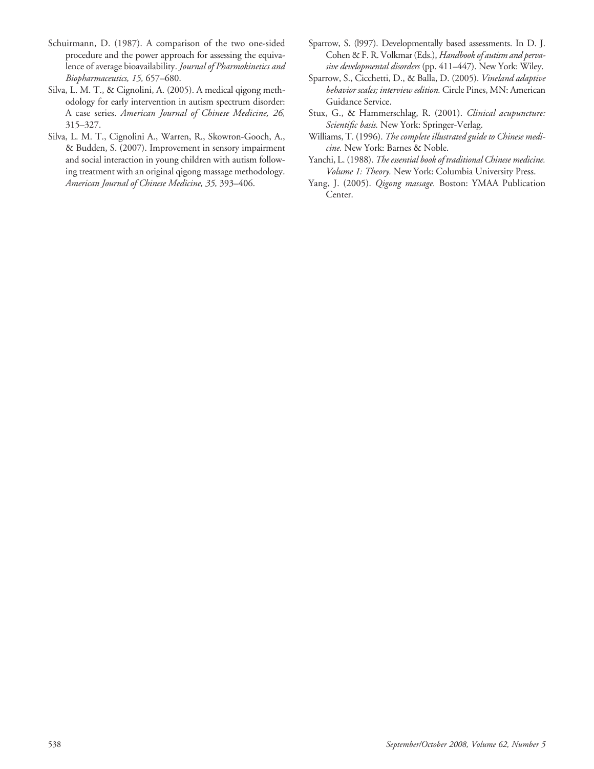Schuirmann, D. (1987). A comparison of the two one-sided procedure and the power approach for assessing the equivalence of average bioavailability. *Journal of Pharmokinetics and Biopharmaceutics, 15,* 657–680.

Silva, L. M. T., & Cignolini, A. (2005). A medical qigong methodology for early intervention in autism spectrum disorder: A case series. *American Journal of Chinese Medicine, 26,* 315–327.

Silva, L. M. T., Cignolini A., Warren, R., Skowron-Gooch, A., & Budden, S. (2007). Improvement in sensory impairment and social interaction in young children with autism following treatment with an original qigong massage methodology. *American Journal of Chinese Medicine, 35,* 393–406.

Sparrow, S. (l997). Developmentally based assessments. In D. J. Cohen & F. R. Volkmar (Eds.), *Handbook of autism and pervasive developmental disorders* (pp. 411–447). New York: Wiley.

Sparrow, S., Cicchetti, D., & Balla, D. (2005). *Vineland adaptive behavior scales; interview edition.* Circle Pines, MN: American Guidance Service.

Stux, G., & Hammerschlag, R. (2001). *Clinical acupuncture: Scientific basis.* New York: Springer-Verlag.

Williams, T. (1996). *The complete illustrated guide to Chinese medicine.* New York: Barnes & Noble.

Yanchi, L. (1988). *The essential book of traditional Chinese medicine. Volume 1: Theory.* New York: Columbia University Press.

Yang, J. (2005). *Qigong massage.* Boston: YMAA Publication Center.